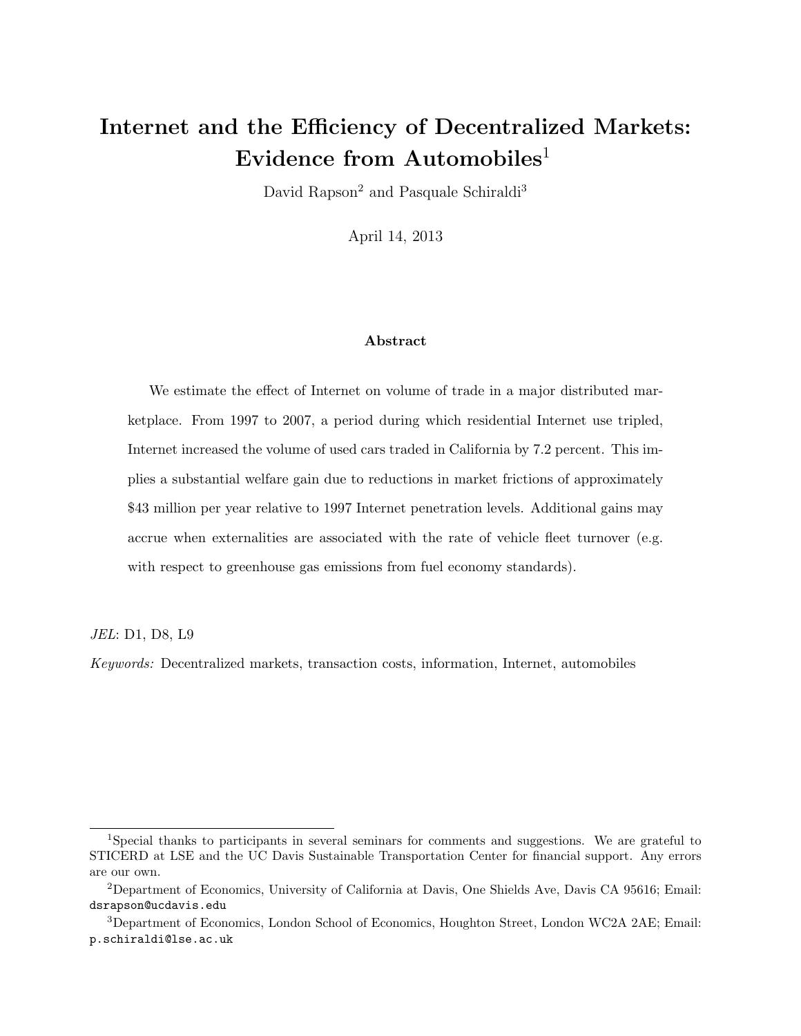# Internet and the Efficiency of Decentralized Markets: Evidence from Automobiles[1]

David Rapson[2] and Pasquale Schiraldi[3]

April 14, 2013

## Abstract

We estimate the effect of Internet on volume of trade in a major distributed marketplace. From 1997 to 2007, a period during which residential Internet use tripled, Internet increased the volume of used cars traded in California by 7.2 percent. This implies a substantial welfare gain due to reductions in market frictions of approximately $43 million per year relative to 1997 Internet penetration levels. Additional gains may accrue when externalities are associated with the rate of vehicle fleet turnover (e.g. with respect to greenhouse gas emissions from fuel economy standards).

*JEL*: D1, D8, L9

*Keywords:* Decentralized markets, transaction costs, information, Internet, automobiles

---

[1] Special thanks to participants in several seminars for comments and suggestions. We are grateful to STICERD at LSE and the UC Davis Sustainable Transportation Center for financial support. Any errors are our own.

[2] Department of Economics, University of California at Davis, One Shields Ave, Davis CA 95616; Email: `dsrapson@ucdavis.edu`

[3] Department of Economics, London School of Economics, Houghton Street, London WC2A 2AE; Email: `p.schiraldi@lse.ac.uk`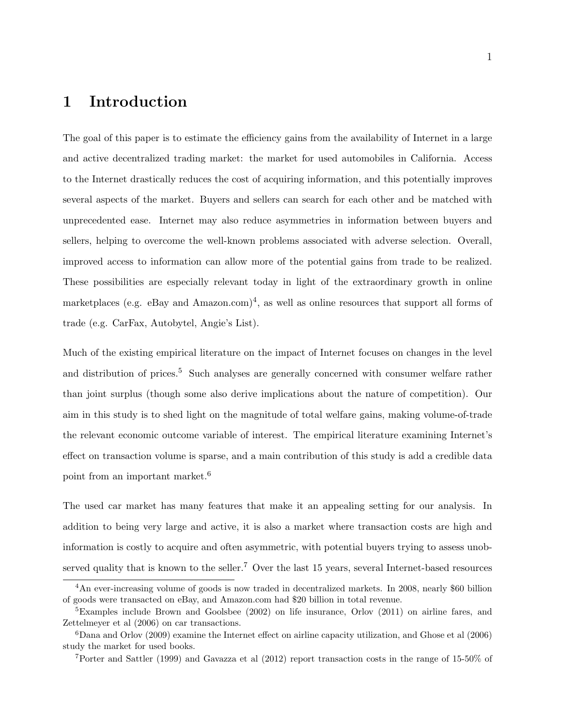# 1 Introduction

The goal of this paper is to estimate the efficiency gains from the availability of Internet in a large and active decentralized trading market: the market for used automobiles in California. Access to the Internet drastically reduces the cost of acquiring information, and this potentially improves several aspects of the market. Buyers and sellers can search for each other and be matched with unprecedented ease. Internet may also reduce asymmetries in information between buyers and sellers, helping to overcome the well-known problems associated with adverse selection. Overall, improved access to information can allow more of the potential gains from trade to be realized. These possibilities are especially relevant today in light of the extraordinary growth in online marketplaces (e.g. eBay and Amazon.com)[4], as well as online resources that support all forms of trade (e.g. CarFax, Autobytel, Angie's List).

Much of the existing empirical literature on the impact of Internet focuses on changes in the level and distribution of prices.[5] Such analyses are generally concerned with consumer welfare rather than joint surplus (though some also derive implications about the nature of competition). Our aim in this study is to shed light on the magnitude of total welfare gains, making volume-of-trade the relevant economic outcome variable of interest. The empirical literature examining Internet's effect on transaction volume is sparse, and a main contribution of this study is add a credible data point from an important market.[6]

The used car market has many features that make it an appealing setting for our analysis. In addition to being very large and active, it is also a market where transaction costs are high and information is costly to acquire and often asymmetric, with potential buyers trying to assess unobserved quality that is known to the seller.[7] Over the last 15 years, several Internet-based resources

---

[4] An ever-increasing volume of goods is now traded in decentralized markets. In 2008, nearly $60 billion of goods were transacted on eBay, and Amazon.com had $20 billion in total revenue.

[5] Examples include Brown and Goolsbee (2002) on life insurance, Orlov (2011) on airline fares, and Zettelmeyer et al (2006) on car transactions.

[6] Dana and Orlov (2009) examine the Internet effect on airline capacity utilization, and Ghose et al (2006) study the market for used books.

[7] Porter and Sattler (1999) and Gavazza et al (2012) report transaction costs in the range of 15-50% of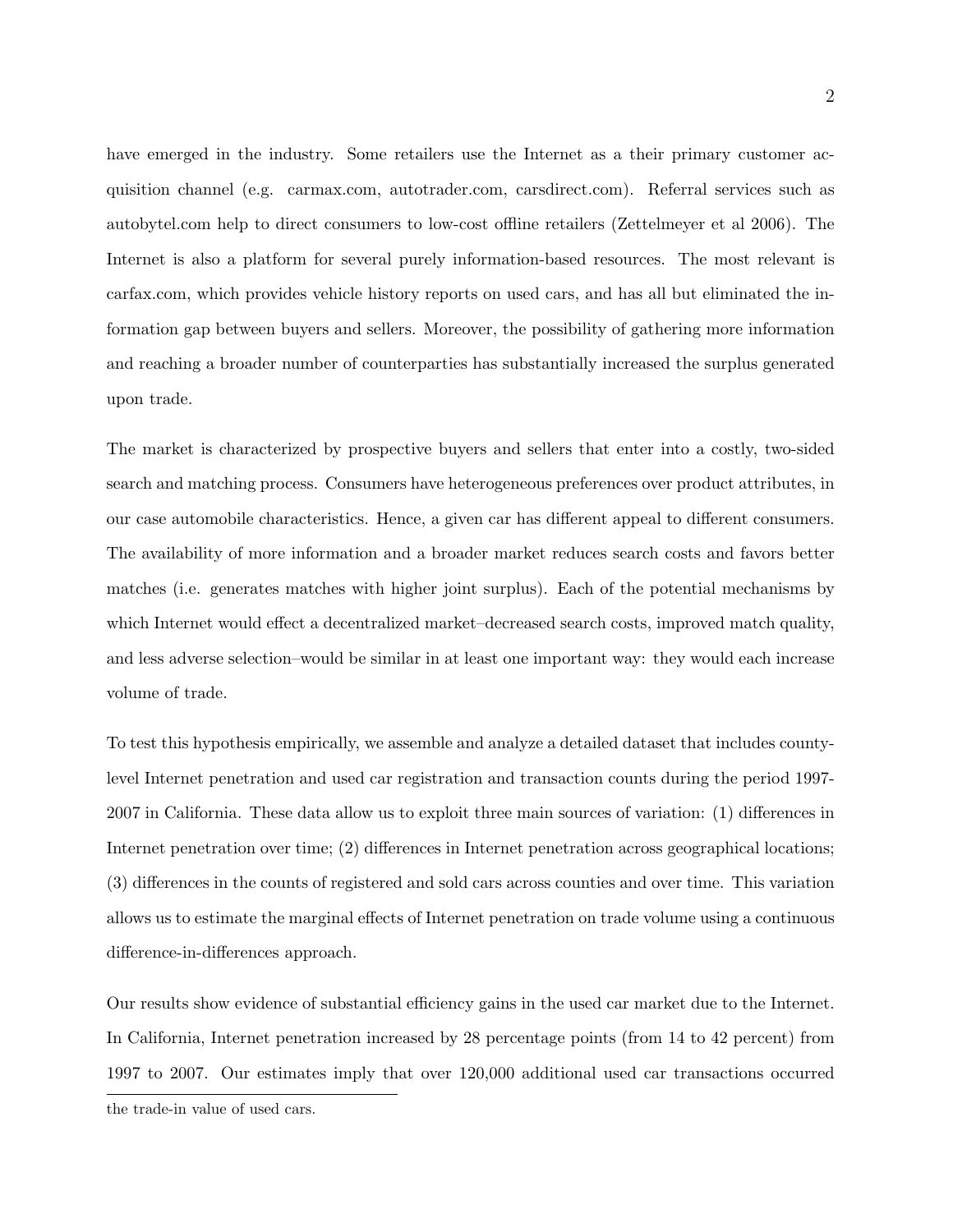have emerged in the industry. Some retailers use the Internet as a their primary customer acquisition channel (e.g. carmax.com, autotrader.com, carsdirect.com). Referral services such as autobytel.com help to direct consumers to low-cost offline retailers (Zettelmeyer et al 2006). The Internet is also a platform for several purely information-based resources. The most relevant is carfax.com, which provides vehicle history reports on used cars, and has all but eliminated the information gap between buyers and sellers. Moreover, the possibility of gathering more information and reaching a broader number of counterparties has substantially increased the surplus generated upon trade.

The market is characterized by prospective buyers and sellers that enter into a costly, two-sided search and matching process. Consumers have heterogeneous preferences over product attributes, in our case automobile characteristics. Hence, a given car has different appeal to different consumers. The availability of more information and a broader market reduces search costs and favors better matches (i.e. generates matches with higher joint surplus). Each of the potential mechanisms by which Internet would effect a decentralized market–decreased search costs, improved match quality, and less adverse selection–would be similar in at least one important way: they would each increase volume of trade.

To test this hypothesis empirically, we assemble and analyze a detailed dataset that includes county-level Internet penetration and used car registration and transaction counts during the period 1997-2007 in California. These data allow us to exploit three main sources of variation: (1) differences in Internet penetration over time; (2) differences in Internet penetration across geographical locations; (3) differences in the counts of registered and sold cars across counties and over time. This variation allows us to estimate the marginal effects of Internet penetration on trade volume using a continuous difference-in-differences approach.

Our results show evidence of substantial efficiency gains in the used car market due to the Internet. In California, Internet penetration increased by 28 percentage points (from 14 to 42 percent) from 1997 to 2007. Our estimates imply that over 120,000 additional used car transactions occurred

the trade-in value of used cars.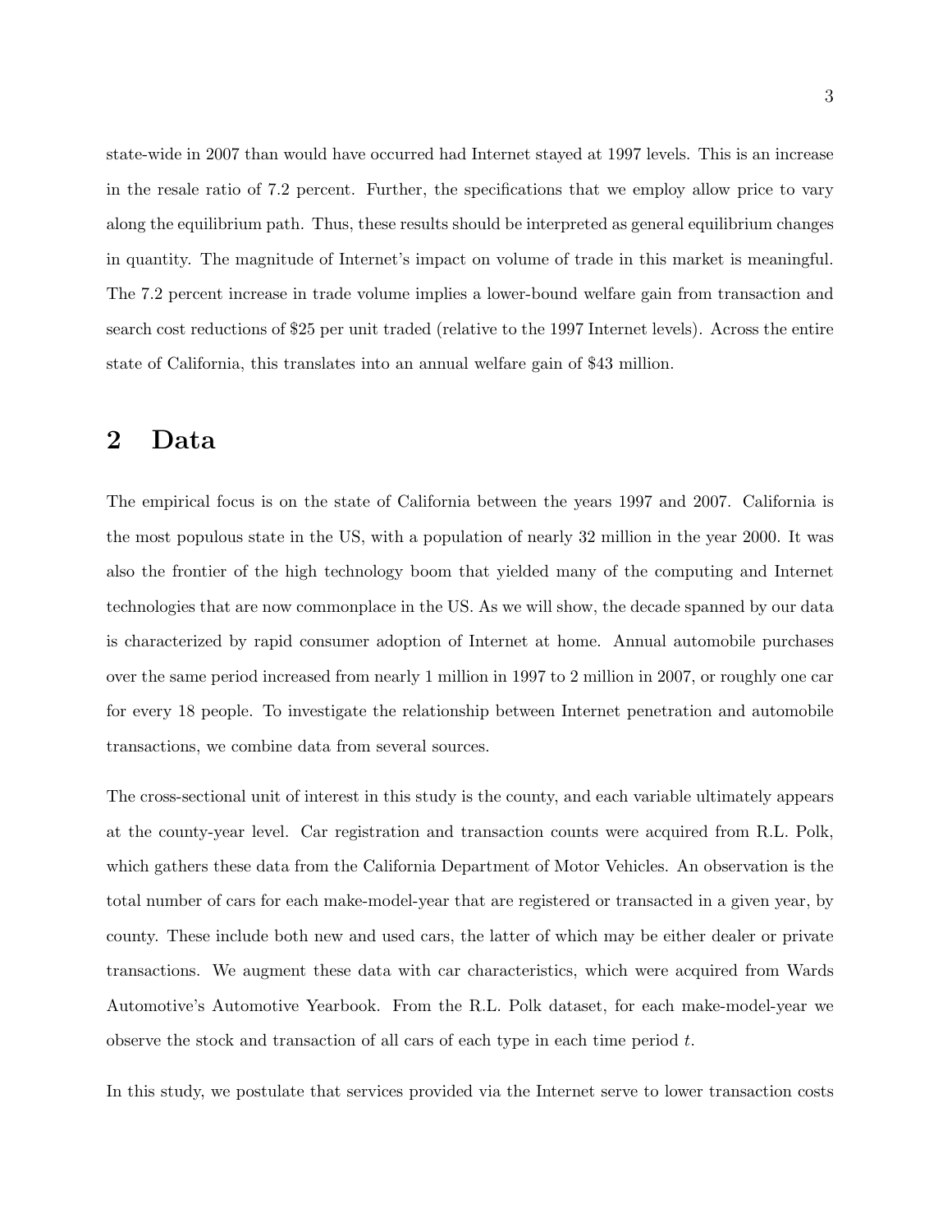state-wide in 2007 than would have occurred had Internet stayed at 1997 levels. This is an increase in the resale ratio of 7.2 percent. Further, the specifications that we employ allow price to vary along the equilibrium path. Thus, these results should be interpreted as general equilibrium changes in quantity. The magnitude of Internet's impact on volume of trade in this market is meaningful. The 7.2 percent increase in trade volume implies a lower-bound welfare gain from transaction and search cost reductions of $25 per unit traded (relative to the 1997 Internet levels). Across the entire state of California, this translates into an annual welfare gain of $43 million.

## 2 Data

The empirical focus is on the state of California between the years 1997 and 2007. California is the most populous state in the US, with a population of nearly 32 million in the year 2000. It was also the frontier of the high technology boom that yielded many of the computing and Internet technologies that are now commonplace in the US. As we will show, the decade spanned by our data is characterized by rapid consumer adoption of Internet at home. Annual automobile purchases over the same period increased from nearly 1 million in 1997 to 2 million in 2007, or roughly one car for every 18 people. To investigate the relationship between Internet penetration and automobile transactions, we combine data from several sources.

The cross-sectional unit of interest in this study is the county, and each variable ultimately appears at the county-year level. Car registration and transaction counts were acquired from R.L. Polk, which gathers these data from the California Department of Motor Vehicles. An observation is the total number of cars for each make-model-year that are registered or transacted in a given year, by county. These include both new and used cars, the latter of which may be either dealer or private transactions. We augment these data with car characteristics, which were acquired from Wards Automotive's Automotive Yearbook. From the R.L. Polk dataset, for each make-model-year we observe the stock and transaction of all cars of each type in each time period $t$.

In this study, we postulate that services provided via the Internet serve to lower transaction costs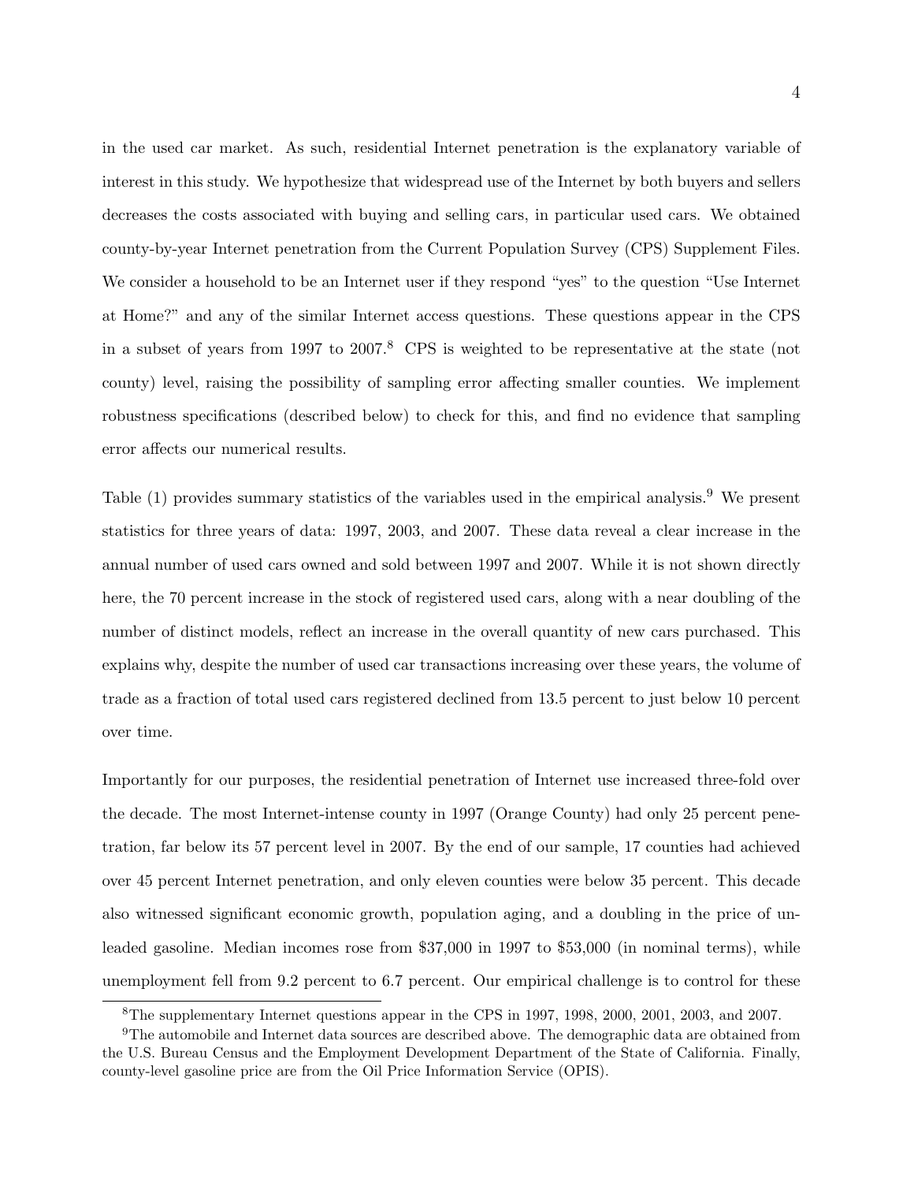in the used car market. As such, residential Internet penetration is the explanatory variable of interest in this study. We hypothesize that widespread use of the Internet by both buyers and sellers decreases the costs associated with buying and selling cars, in particular used cars. We obtained county-by-year Internet penetration from the Current Population Survey (CPS) Supplement Files. We consider a household to be an Internet user if they respond "yes" to the question "Use Internet at Home?" and any of the similar Internet access questions. These questions appear in the CPS in a subset of years from 1997 to 2007.[8] CPS is weighted to be representative at the state (not county) level, raising the possibility of sampling error affecting smaller counties. We implement robustness specifications (described below) to check for this, and find no evidence that sampling error affects our numerical results.

Table (1) provides summary statistics of the variables used in the empirical analysis.[9] We present statistics for three years of data: 1997, 2003, and 2007. These data reveal a clear increase in the annual number of used cars owned and sold between 1997 and 2007. While it is not shown directly here, the 70 percent increase in the stock of registered used cars, along with a near doubling of the number of distinct models, reflect an increase in the overall quantity of new cars purchased. This explains why, despite the number of used car transactions increasing over these years, the volume of trade as a fraction of total used cars registered declined from 13.5 percent to just below 10 percent over time.

Importantly for our purposes, the residential penetration of Internet use increased three-fold over the decade. The most Internet-intense county in 1997 (Orange County) had only 25 percent penetration, far below its 57 percent level in 2007. By the end of our sample, 17 counties had achieved over 45 percent Internet penetration, and only eleven counties were below 35 percent. This decade also witnessed significant economic growth, population aging, and a doubling in the price of unleaded gasoline. Median incomes rose from $37,000 in 1997 to $53,000 (in nominal terms), while unemployment fell from 9.2 percent to 6.7 percent. Our empirical challenge is to control for these

[8] The supplementary Internet questions appear in the CPS in 1997, 1998, 2000, 2001, 2003, and 2007.

[9] The automobile and Internet data sources are described above. The demographic data are obtained from the U.S. Bureau Census and the Employment Development Department of the State of California. Finally, county-level gasoline price are from the Oil Price Information Service (OPIS).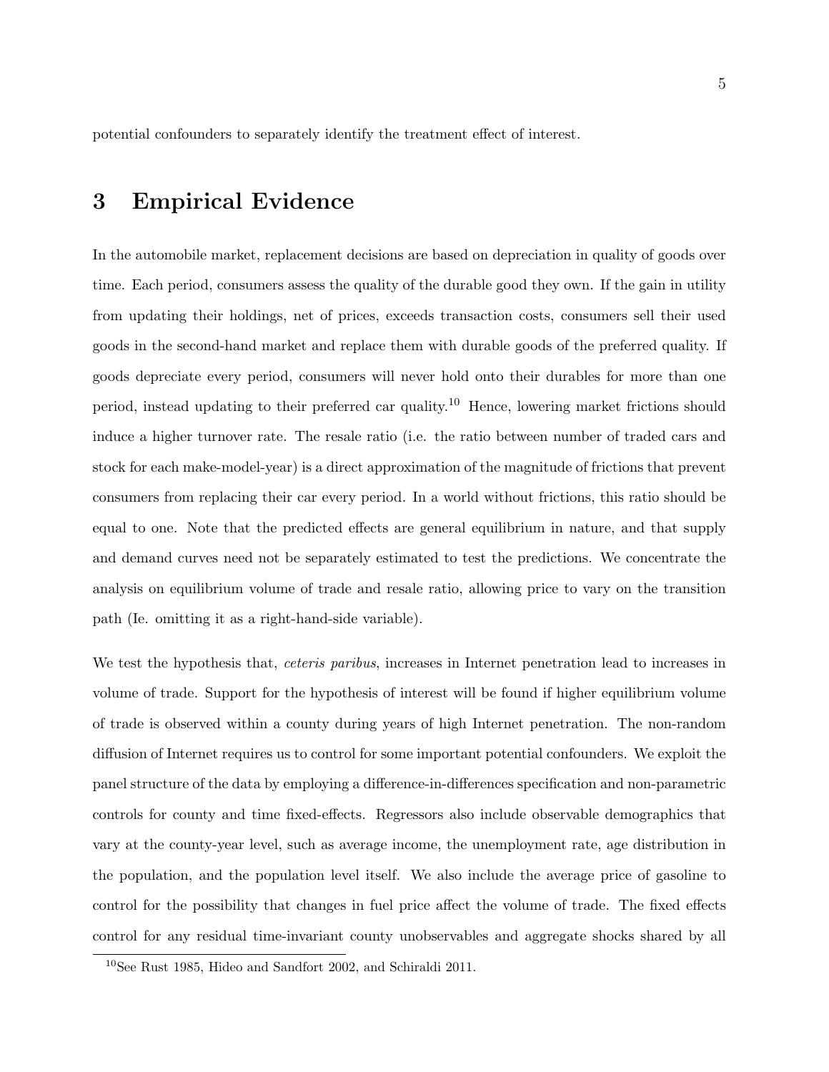potential confounders to separately identify the treatment effect of interest.

# 3 Empirical Evidence

In the automobile market, replacement decisions are based on depreciation in quality of goods over time. Each period, consumers assess the quality of the durable good they own. If the gain in utility from updating their holdings, net of prices, exceeds transaction costs, consumers sell their used goods in the second-hand market and replace them with durable goods of the preferred quality. If goods depreciate every period, consumers will never hold onto their durables for more than one period, instead updating to their preferred car quality.[10] Hence, lowering market frictions should induce a higher turnover rate. The resale ratio (i.e. the ratio between number of traded cars and stock for each make-model-year) is a direct approximation of the magnitude of frictions that prevent consumers from replacing their car every period. In a world without frictions, this ratio should be equal to one. Note that the predicted effects are general equilibrium in nature, and that supply and demand curves need not be separately estimated to test the predictions. We concentrate the analysis on equilibrium volume of trade and resale ratio, allowing price to vary on the transition path (Ie. omitting it as a right-hand-side variable).

We test the hypothesis that, *ceteris paribus*, increases in Internet penetration lead to increases in volume of trade. Support for the hypothesis of interest will be found if higher equilibrium volume of trade is observed within a county during years of high Internet penetration. The non-random diffusion of Internet requires us to control for some important potential confounders. We exploit the panel structure of the data by employing a difference-in-differences specification and non-parametric controls for county and time fixed-effects. Regressors also include observable demographics that vary at the county-year level, such as average income, the unemployment rate, age distribution in the population, and the population level itself. We also include the average price of gasoline to control for the possibility that changes in fuel price affect the volume of trade. The fixed effects control for any residual time-invariant county unobservables and aggregate shocks shared by all

[10] See Rust 1985, Hideo and Sandfort 2002, and Schiraldi 2011.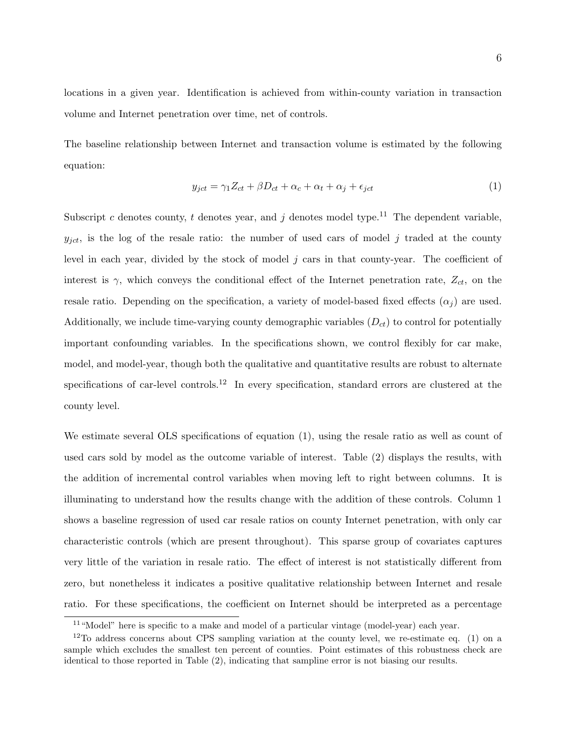locations in a given year. Identification is achieved from within-county variation in transaction volume and Internet penetration over time, net of controls.

The baseline relationship between Internet and transaction volume is estimated by the following equation:

$$y_{jct} = \gamma_1 Z_{ct} + \beta D_{ct} + \alpha_c + \alpha_t + \alpha_j + \epsilon_{jct} \tag{1}$$

Subscript $c$ denotes county, $t$ denotes year, and $j$ denotes model type.[11] The dependent variable, $y_{jct}$, is the log of the resale ratio: the number of used cars of model $j$ traded at the county level in each year, divided by the stock of model $j$ cars in that county-year. The coefficient of interest is $\gamma$, which conveys the conditional effect of the Internet penetration rate, $Z_{ct}$, on the resale ratio. Depending on the specification, a variety of model-based fixed effects ($\alpha_j$) are used. Additionally, we include time-varying county demographic variables ($D_{ct}$) to control for potentially important confounding variables. In the specifications shown, we control flexibly for car make, model, and model-year, though both the qualitative and quantitative results are robust to alternate specifications of car-level controls.[12] In every specification, standard errors are clustered at the county level.

We estimate several OLS specifications of equation (1), using the resale ratio as well as count of used cars sold by model as the outcome variable of interest. Table (2) displays the results, with the addition of incremental control variables when moving left to right between columns. It is illuminating to understand how the results change with the addition of these controls. Column 1 shows a baseline regression of used car resale ratios on county Internet penetration, with only car characteristic controls (which are present throughout). This sparse group of covariates captures very little of the variation in resale ratio. The effect of interest is not statistically different from zero, but nonetheless it indicates a positive qualitative relationship between Internet and resale ratio. For these specifications, the coefficient on Internet should be interpreted as a percentage

[11] "Model" here is specific to a make and model of a particular vintage (model-year) each year.

[12] To address concerns about CPS sampling variation at the county level, we re-estimate eq. (1) on a sample which excludes the smallest ten percent of counties. Point estimates of this robustness check are identical to those reported in Table (2), indicating that sampline error is not biasing our results.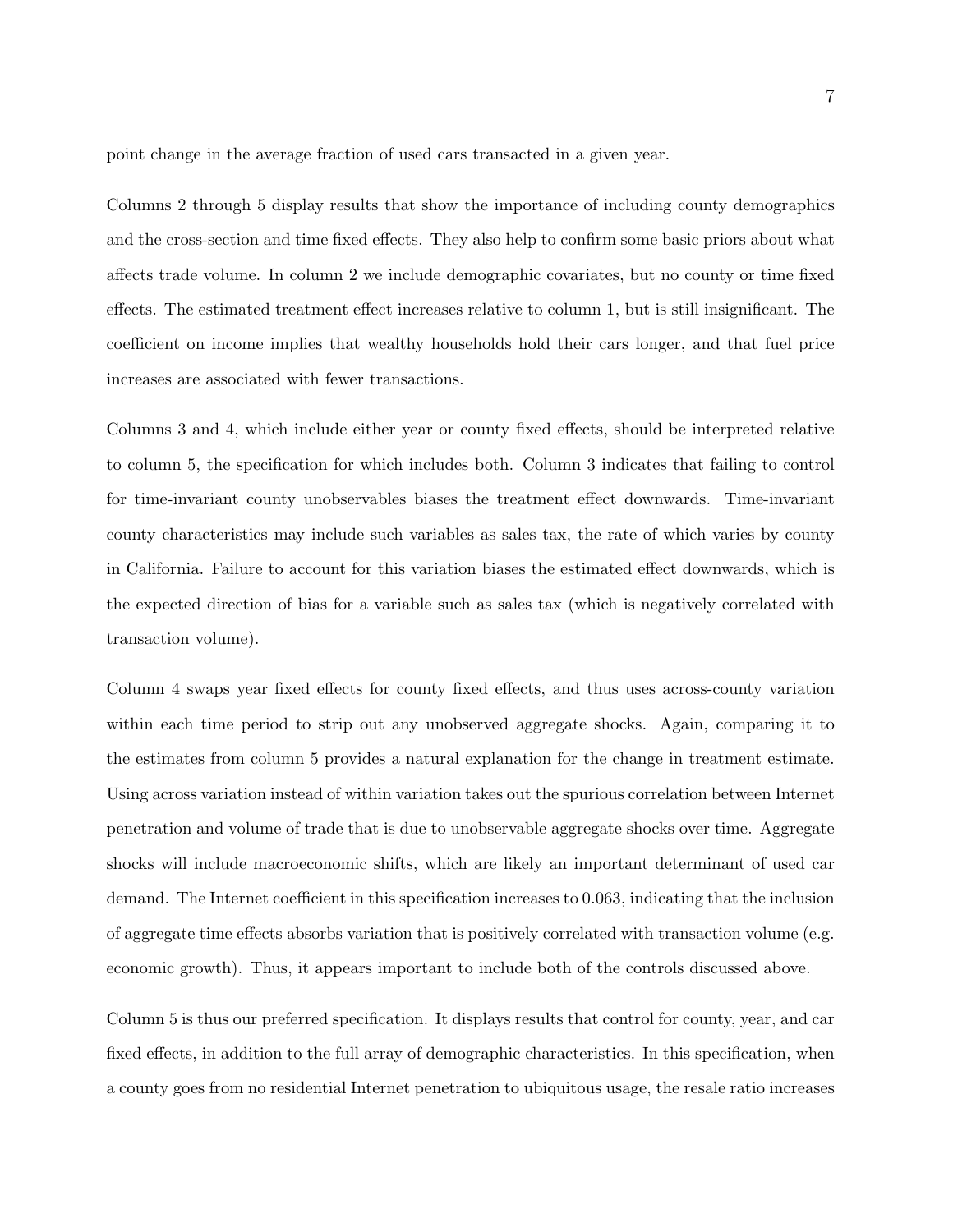point change in the average fraction of used cars transacted in a given year.

Columns 2 through 5 display results that show the importance of including county demographics and the cross-section and time fixed effects. They also help to confirm some basic priors about what affects trade volume. In column 2 we include demographic covariates, but no county or time fixed effects. The estimated treatment effect increases relative to column 1, but is still insignificant. The coefficient on income implies that wealthy households hold their cars longer, and that fuel price increases are associated with fewer transactions.

Columns 3 and 4, which include either year or county fixed effects, should be interpreted relative to column 5, the specification for which includes both. Column 3 indicates that failing to control for time-invariant county unobservables biases the treatment effect downwards. Time-invariant county characteristics may include such variables as sales tax, the rate of which varies by county in California. Failure to account for this variation biases the estimated effect downwards, which is the expected direction of bias for a variable such as sales tax (which is negatively correlated with transaction volume).

Column 4 swaps year fixed effects for county fixed effects, and thus uses across-county variation within each time period to strip out any unobserved aggregate shocks. Again, comparing it to the estimates from column 5 provides a natural explanation for the change in treatment estimate. Using across variation instead of within variation takes out the spurious correlation between Internet penetration and volume of trade that is due to unobservable aggregate shocks over time. Aggregate shocks will include macroeconomic shifts, which are likely an important determinant of used car demand. The Internet coefficient in this specification increases to 0.063, indicating that the inclusion of aggregate time effects absorbs variation that is positively correlated with transaction volume (e.g. economic growth). Thus, it appears important to include both of the controls discussed above.

Column 5 is thus our preferred specification. It displays results that control for county, year, and car fixed effects, in addition to the full array of demographic characteristics. In this specification, when a county goes from no residential Internet penetration to ubiquitous usage, the resale ratio increases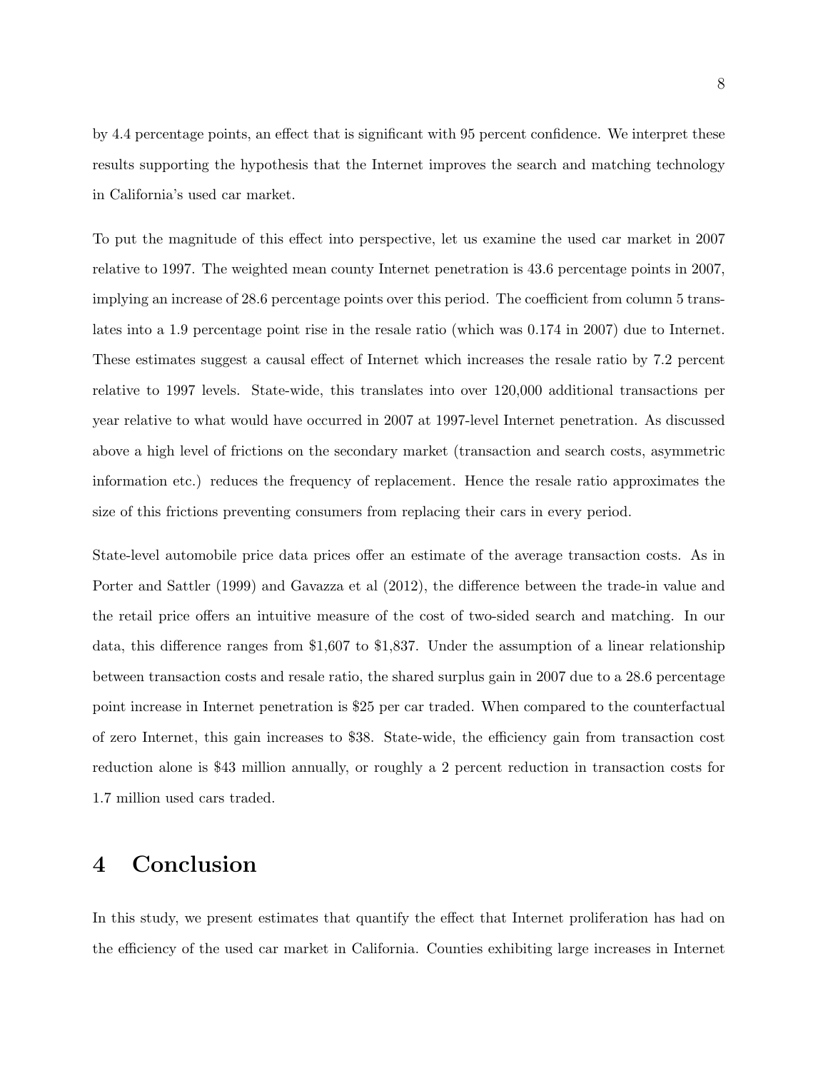by 4.4 percentage points, an effect that is significant with 95 percent confidence. We interpret these results supporting the hypothesis that the Internet improves the search and matching technology in California's used car market.

To put the magnitude of this effect into perspective, let us examine the used car market in 2007 relative to 1997. The weighted mean county Internet penetration is 43.6 percentage points in 2007, implying an increase of 28.6 percentage points over this period. The coefficient from column 5 translates into a 1.9 percentage point rise in the resale ratio (which was 0.174 in 2007) due to Internet. These estimates suggest a causal effect of Internet which increases the resale ratio by 7.2 percent relative to 1997 levels. State-wide, this translates into over 120,000 additional transactions per year relative to what would have occurred in 2007 at 1997-level Internet penetration. As discussed above a high level of frictions on the secondary market (transaction and search costs, asymmetric information etc.) reduces the frequency of replacement. Hence the resale ratio approximates the size of this frictions preventing consumers from replacing their cars in every period.

State-level automobile price data prices offer an estimate of the average transaction costs. As in Porter and Sattler (1999) and Gavazza et al (2012), the difference between the trade-in value and the retail price offers an intuitive measure of the cost of two-sided search and matching. In our data, this difference ranges from $1,607 to $1,837. Under the assumption of a linear relationship between transaction costs and resale ratio, the shared surplus gain in 2007 due to a 28.6 percentage point increase in Internet penetration is $25 per car traded. When compared to the counterfactual of zero Internet, this gain increases to $38. State-wide, the efficiency gain from transaction cost reduction alone is $43 million annually, or roughly a 2 percent reduction in transaction costs for 1.7 million used cars traded.

# 4 Conclusion

In this study, we present estimates that quantify the effect that Internet proliferation has had on the efficiency of the used car market in California. Counties exhibiting large increases in Internet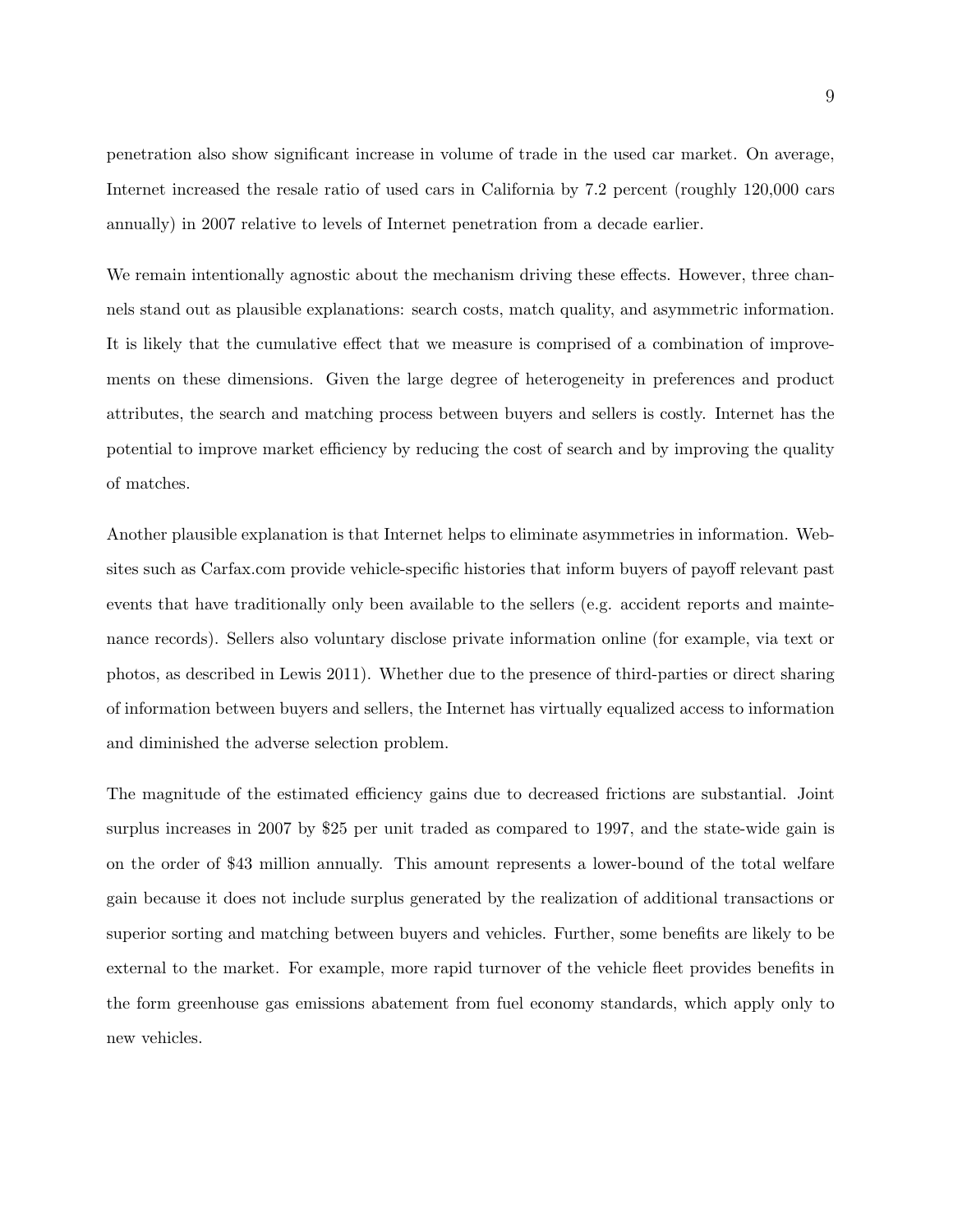penetration also show significant increase in volume of trade in the used car market. On average, Internet increased the resale ratio of used cars in California by 7.2 percent (roughly 120,000 cars annually) in 2007 relative to levels of Internet penetration from a decade earlier.

We remain intentionally agnostic about the mechanism driving these effects. However, three channels stand out as plausible explanations: search costs, match quality, and asymmetric information. It is likely that the cumulative effect that we measure is comprised of a combination of improvements on these dimensions. Given the large degree of heterogeneity in preferences and product attributes, the search and matching process between buyers and sellers is costly. Internet has the potential to improve market efficiency by reducing the cost of search and by improving the quality of matches.

Another plausible explanation is that Internet helps to eliminate asymmetries in information. Websites such as Carfax.com provide vehicle-specific histories that inform buyers of payoff relevant past events that have traditionally only been available to the sellers (e.g. accident reports and maintenance records). Sellers also voluntary disclose private information online (for example, via text or photos, as described in Lewis 2011). Whether due to the presence of third-parties or direct sharing of information between buyers and sellers, the Internet has virtually equalized access to information and diminished the adverse selection problem.

The magnitude of the estimated efficiency gains due to decreased frictions are substantial. Joint surplus increases in 2007 by $25 per unit traded as compared to 1997, and the state-wide gain is on the order of $43 million annually. This amount represents a lower-bound of the total welfare gain because it does not include surplus generated by the realization of additional transactions or superior sorting and matching between buyers and vehicles. Further, some benefits are likely to be external to the market. For example, more rapid turnover of the vehicle fleet provides benefits in the form greenhouse gas emissions abatement from fuel economy standards, which apply only to new vehicles.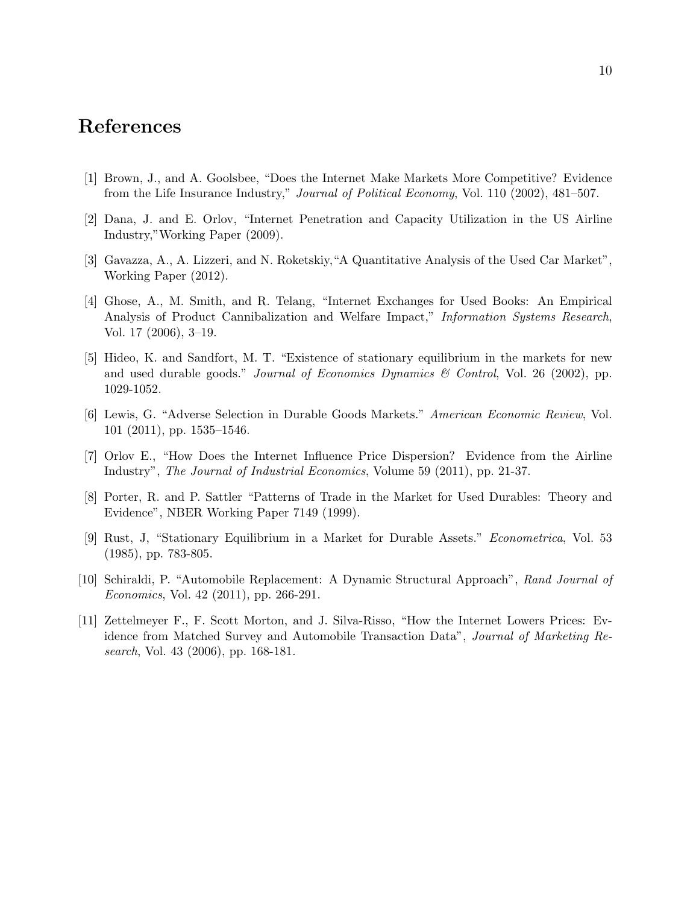# References

[1] Brown, J., and A. Goolsbee, "Does the Internet Make Markets More Competitive? Evidence from the Life Insurance Industry," *Journal of Political Economy*, Vol. 110 (2002), 481–507.

[2] Dana, J. and E. Orlov, "Internet Penetration and Capacity Utilization in the US Airline Industry,"Working Paper (2009).

[3] Gavazza, A., A. Lizzeri, and N. Roketskiy,"A Quantitative Analysis of the Used Car Market", Working Paper (2012).

[4] Ghose, A., M. Smith, and R. Telang, "Internet Exchanges for Used Books: An Empirical Analysis of Product Cannibalization and Welfare Impact," *Information Systems Research*, Vol. 17 (2006), 3–19.

[5] Hideo, K. and Sandfort, M. T. "Existence of stationary equilibrium in the markets for new and used durable goods." *Journal of Economics Dynamics & Control*, Vol. 26 (2002), pp. 1029-1052.

[6] Lewis, G. "Adverse Selection in Durable Goods Markets." *American Economic Review*, Vol. 101 (2011), pp. 1535–1546.

[7] Orlov E., "How Does the Internet Influence Price Dispersion? Evidence from the Airline Industry", *The Journal of Industrial Economics*, Volume 59 (2011), pp. 21-37.

[8] Porter, R. and P. Sattler "Patterns of Trade in the Market for Used Durables: Theory and Evidence", NBER Working Paper 7149 (1999).

[9] Rust, J, "Stationary Equilibrium in a Market for Durable Assets." *Econometrica*, Vol. 53 (1985), pp. 783-805.

[10] Schiraldi, P. "Automobile Replacement: A Dynamic Structural Approach", *Rand Journal of Economics*, Vol. 42 (2011), pp. 266-291.

[11] Zettelmeyer F., F. Scott Morton, and J. Silva-Risso, "How the Internet Lowers Prices: Evidence from Matched Survey and Automobile Transaction Data", *Journal of Marketing Research*, Vol. 43 (2006), pp. 168-181.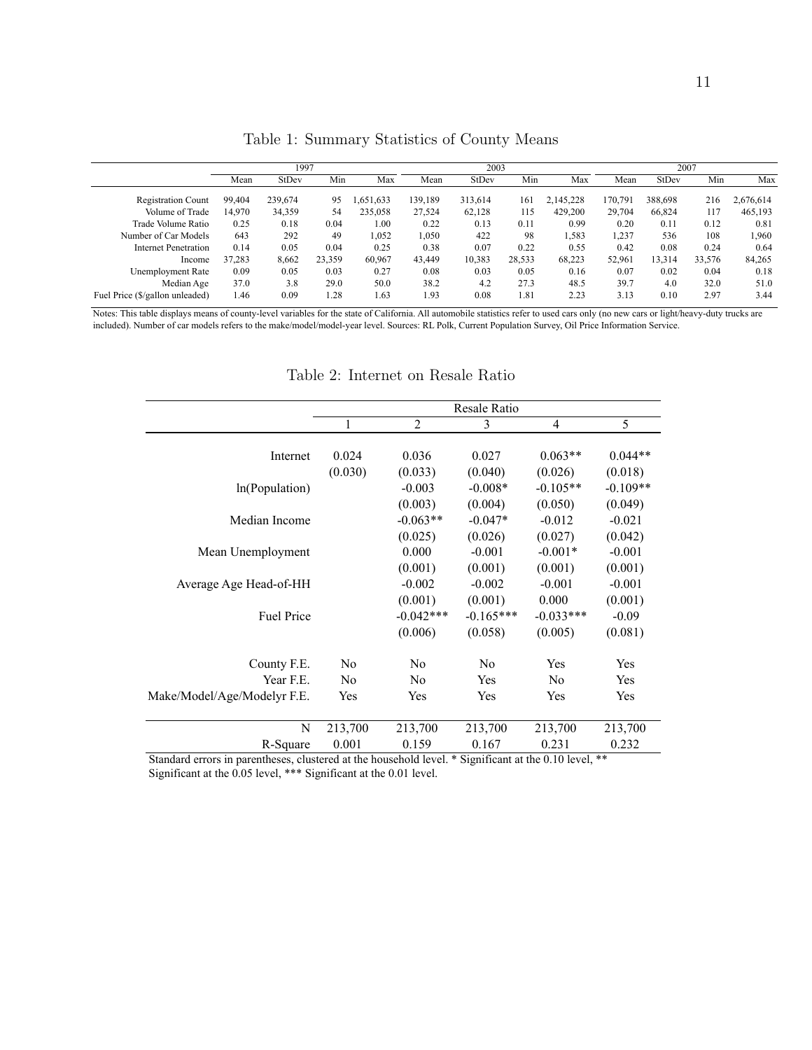Table 1: Summary Statistics of County Means

| | 1997 | | | | 2003 | | | | 2007 | | | |
|---|---|---|---|---|---|---|---|---|---|---|---|---|
| | Mean | StDev | Min | Max | Mean | StDev | Min | Max | Mean | StDev | Min | Max |
| Registration Count | 99,404 | 239,674 | 95 | 1,651,633 | 139,189 | 313,614 | 161 | 2,145,228 | 170,791 | 388,698 | 216 | 2,676,614 |
| Volume of Trade | 14,970 | 34,359 | 54 | 235,058 | 27,524 | 62,128 | 115 | 429,200 | 29,704 | 66,824 | 117 | 465,193 |
| Trade Volume Ratio | 0.25 | 0.18 | 0.04 | 1.00 | 0.22 | 0.13 | 0.11 | 0.99 | 0.20 | 0.11 | 0.12 | 0.81 |
| Number of Car Models | 643 | 292 | 49 | 1,052 | 1,050 | 422 | 98 | 1,583 | 1,237 | 536 | 108 | 1,960 |
| Internet Penetration | 0.14 | 0.05 | 0.04 | 0.25 | 0.38 | 0.07 | 0.22 | 0.55 | 0.42 | 0.08 | 0.24 | 0.64 |
| Income | 37,283 | 8,662 | 23,359 | 60,967 | 43,449 | 10,383 | 28,533 | 68,223 | 52,961 | 13,314 | 33,576 | 84,265 |
| Unemployment Rate | 0.09 | 0.05 | 0.03 | 0.27 | 0.08 | 0.03 | 0.05 | 0.16 | 0.07 | 0.02 | 0.04 | 0.18 |
| Median Age | 37.0 | 3.8 | 29.0 | 50.0 | 38.2 | 4.2 | 27.3 | 48.5 | 39.7 | 4.0 | 32.0 | 51.0 |
| Fuel Price ($/gallon unleaded) | 1.46 | 0.09 | 1.28 | 1.63 | 1.93 | 0.08 | 1.81 | 2.23 | 3.13 | 0.10 | 2.97 | 3.44 |

Notes: This table displays means of county-level variables for the state of California. All automobile statistics refer to used cars only (no new cars or light/heavy-duty trucks are included). Number of car models refers to the make/model/model-year level. Sources: RL Polk, Current Population Survey, Oil Price Information Service.

Table 2: Internet on Resale Ratio

| | Resale Ratio | | | | |
|---|---|---|---|---|---|
| | 1 | 2 | 3 | 4 | 5 |
| Internet | 0.024 | 0.036 | 0.027 | 0.063** | 0.044** |
| | (0.030) | (0.033) | (0.040) | (0.026) | (0.018) |
| ln(Population) | | -0.003 | -0.008* | -0.105** | -0.109** |
| | | (0.003) | (0.004) | (0.050) | (0.049) |
| Median Income | | -0.063** | -0.047* | -0.012 | -0.021 |
| | | (0.025) | (0.026) | (0.027) | (0.042) |
| Mean Unemployment | | 0.000 | -0.001 | -0.001* | -0.001 |
| | | (0.001) | (0.001) | (0.001) | (0.001) |
| Average Age Head-of-HH | | -0.002 | -0.002 | -0.001 | -0.001 |
| | | (0.001) | (0.001) | 0.000 | (0.001) |
| Fuel Price | | -0.042*** | -0.165*** | -0.033*** | -0.09 |
| | | (0.006) | (0.058) | (0.005) | (0.081) |
| County F.E. | No | No | No | Yes | Yes |
| Year F.E. | No | No | Yes | No | Yes |
| Make/Model/Age/Modelyr F.E. | Yes | Yes | Yes | Yes | Yes |
| N | 213,700 | 213,700 | 213,700 | 213,700 | 213,700 |
| R-Square | 0.001 | 0.159 | 0.167 | 0.231 | 0.232 |

Standard errors in parentheses, clustered at the household level. * Significant at the 0.10 level, ** Significant at the 0.05 level, *** Significant at the 0.01 level.